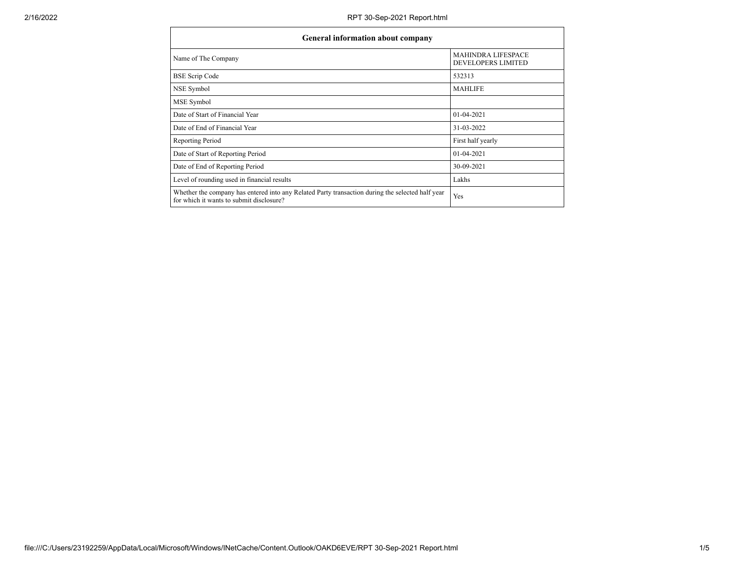| General information about company | |
|---|---|
| Name of The Company | MAHINDRA LIFESPACE DEVELOPERS LIMITED |
| BSE Scrip Code | 532313 |
| NSE Symbol | MAHLIFE |
| MSE Symbol | |
| Date of Start of Financial Year | 01-04-2021 |
| Date of End of Financial Year | 31-03-2022 |
| Reporting Period | First half yearly |
| Date of Start of Reporting Period | 01-04-2021 |
| Date of End of Reporting Period | 30-09-2021 |
| Level of rounding used in financial results | Lakhs |
| Whether the company has entered into any Related Party transaction during the selected half year for which it wants to submit disclosure? | Yes |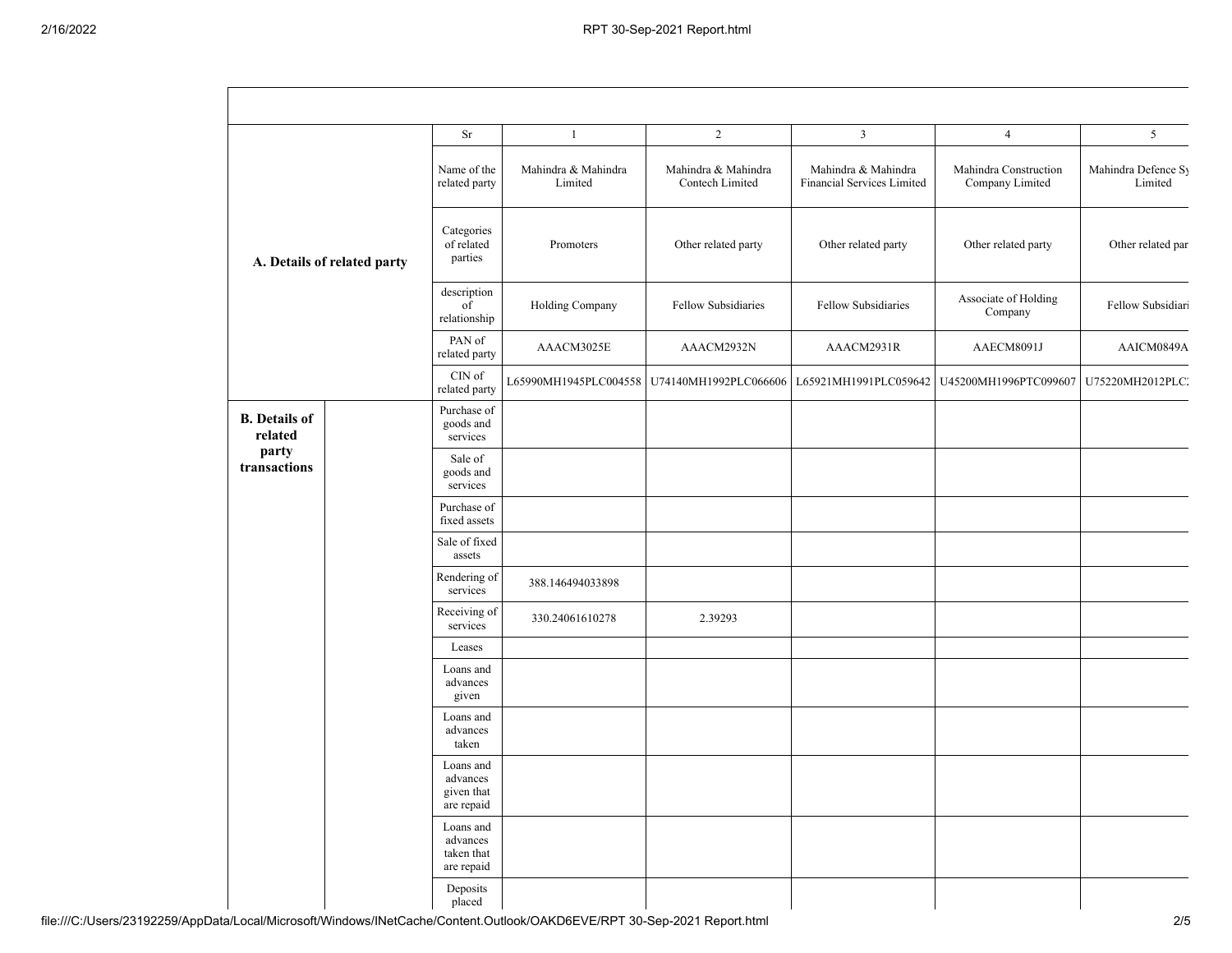| | | Sr | 1 | 2 | 3 | 4 | 5 |
|---|---|---|---|---|---|---|---|
| **A. Details of related party** | | Name of the related party | Mahindra & Mahindra Limited | Mahindra & Mahindra Contech Limited | Mahindra & Mahindra Financial Services Limited | Mahindra Construction Company Limited | Mahindra Defence Sy Limited |
| | | Categories of related parties | Promoters | Other related party | Other related party | Other related party | Other related par |
| | | description of relationship | Holding Company | Fellow Subsidiaries | Fellow Subsidiaries | Associate of Holding Company | Fellow Subsidiari |
| | | PAN of related party | AAACM3025E | AAACM2932N | AAACM2931R | AAECM8091J | AAICM0849A |
| | | CIN of related party | L65990MH1945PLC004558 | U74140MH1992PLC066606 | L65921MH1991PLC059642 | U45200MH1996PTC099607 | U75220MH2012PLC |
| **B. Details of related party transactions** | | Purchase of goods and services | | | | | |
| | | Sale of goods and services | | | | | |
| | | Purchase of fixed assets | | | | | |
| | | Sale of fixed assets | | | | | |
| | | Rendering of services | 388.146494033898 | | | | |
| | | Receiving of services | 330.24061610278 | 2.39293 | | | |
| | | Leases | | | | | |
| | | Loans and advances given | | | | | |
| | | Loans and advances taken | | | | | |
| | | Loans and advances given that are repaid | | | | | |
| | | Loans and advances taken that are repaid | | | | | |
| | | Deposits placed | | | | | |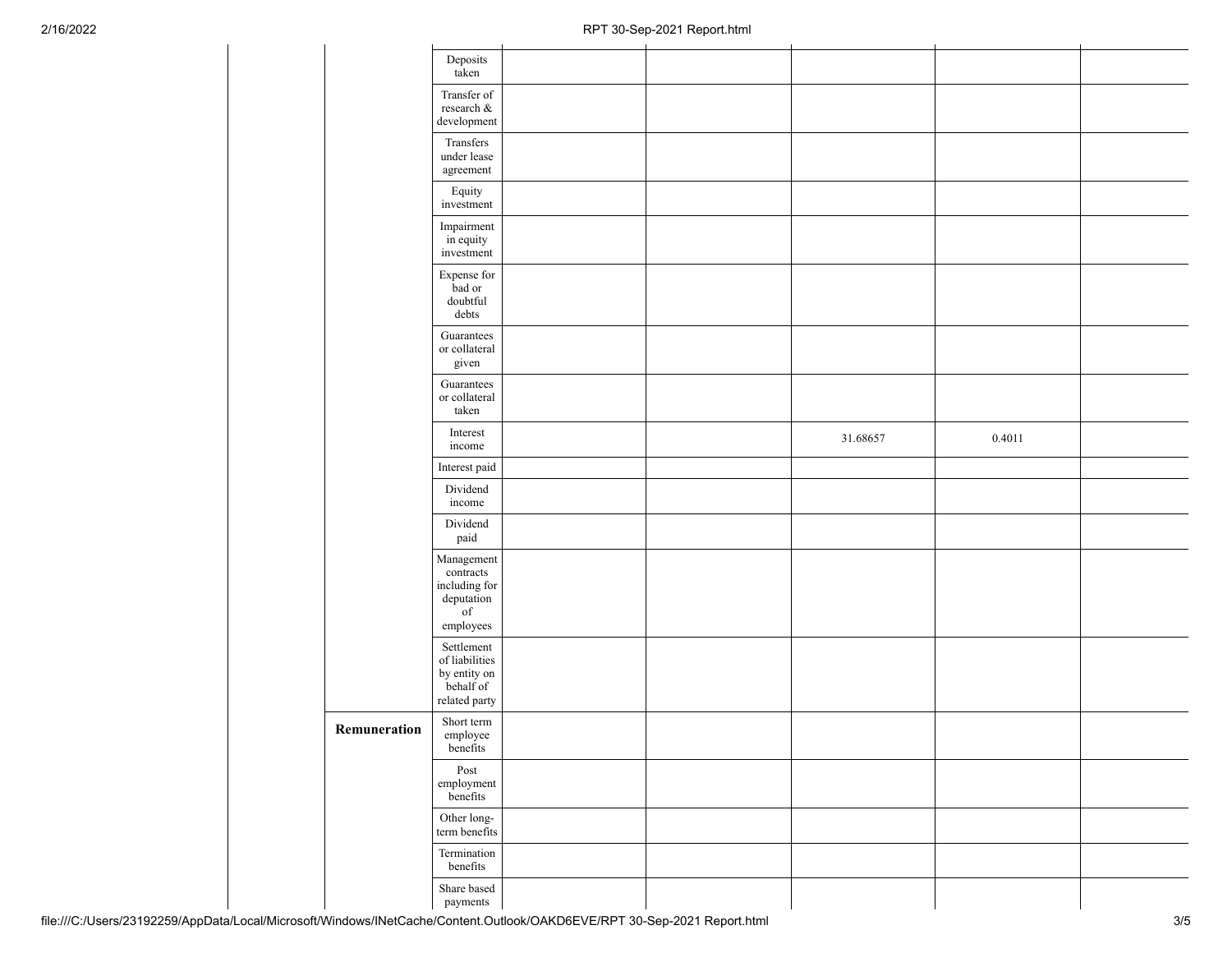| | | | | | | | |
|---|---|---|---|---|---|---|---|
| | | Deposits taken | | | | | |
| | | Transfer of research & development | | | | | |
| | | Transfers under lease agreement | | | | | |
| | | Equity investment | | | | | |
| | | Impairment in equity investment | | | | | |
| | | Expense for bad or doubtful debts | | | | | |
| | | Guarantees or collateral given | | | | | |
| | | Guarantees or collateral taken | | | | | |
| | | Interest income | | | 31.68657 | 0.4011 | |
| | | Interest paid | | | | | |
| | | Dividend income | | | | | |
| | | Dividend paid | | | | | |
| | | Management contracts including for deputation of employees | | | | | |
| | | Settlement of liabilities by entity on behalf of related party | | | | | |
| | **Remuneration** | Short term employee benefits | | | | | |
| | | Post employment benefits | | | | | |
| | | Other long-term benefits | | | | | |
| | | Termination benefits | | | | | |
| | | Share based payments | | | | | |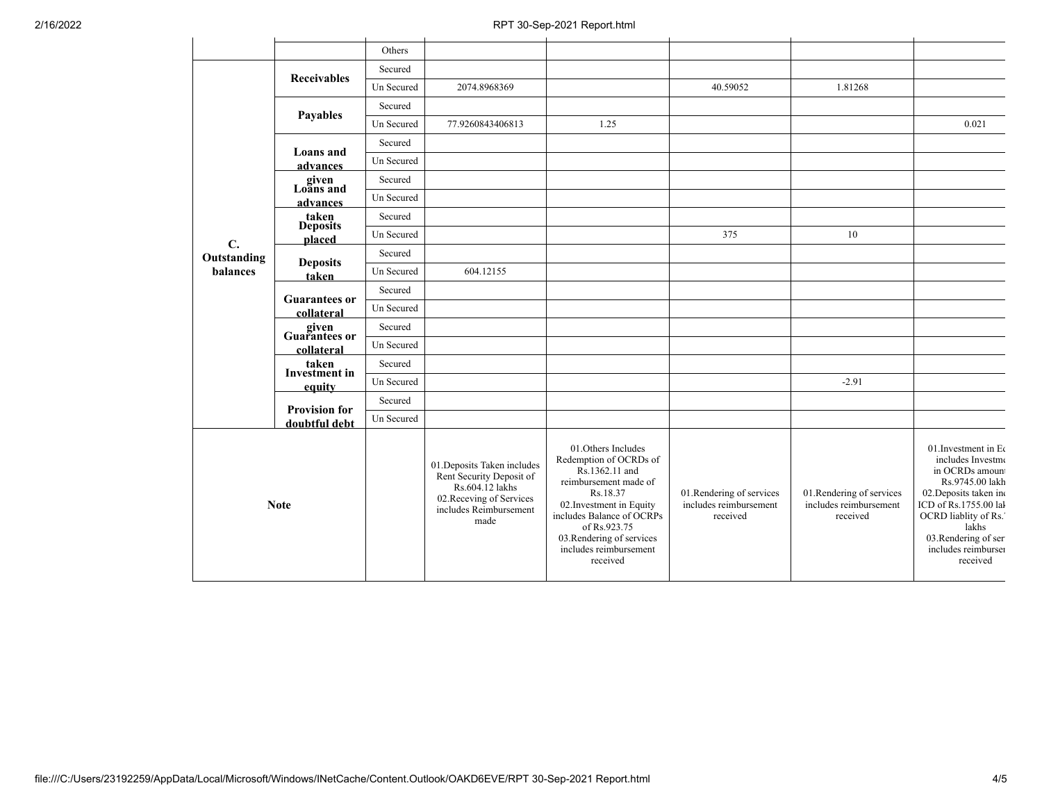| | | | | | | | |
|---|---|---|---|---|---|---|---|
| | | Others | | | | | |
| C. Outstanding balances | Receivables | Secured | | | | | |
| | | Un Secured | 2074.8968369 | | 40.59052 | 1.81268 | |
| | Payables | Secured | | | | | |
| | | Un Secured | 77.9260843406813 | 1.25 | | | 0.021 |
| | Loans and advances given | Secured | | | | | |
| | | Un Secured | | | | | |
| | Loans and advances taken | Secured | | | | | |
| | | Un Secured | | | | | |
| | Deposits placed | Secured | | | | | |
| | | Un Secured | | | 375 | 10 | |
| | Deposits taken | Secured | | | | | |
| | | Un Secured | 604.12155 | | | | |
| | Guarantees or collateral given | Secured | | | | | |
| | | Un Secured | | | | | |
| | Guarantees or collateral taken | Secured | | | | | |
| | | Un Secured | | | | | |
| | Investment in equity | Secured | | | | | |
| | | Un Secured | | | | -2.91 | |
| | Provision for doubtful debt | Secured | | | | | |
| | | Un Secured | | | | | |
| Note | | | 01.Deposits Taken includes Rent Security Deposit of Rs.604.12 lakhs 02.Receving of Services includes Reimbursement made | 01.Others Includes Redemption of OCRDs of Rs.1362.11 and reimbursement made of Rs.18.37 02.Investment in Equity includes Balance of OCRPs of Rs.923.75 03.Rendering of services includes reimbursement received | 01.Rendering of services includes reimbursement received | 01.Rendering of services includes reimbursement received | 01.Investment in E includes Investm in OCRDs amoun Rs.9745.00 lakh 02.Deposits taken in ICD of Rs.1755.00 lak OCRD liablity of Rs. lakhs 03.Rendering of ser includes reimburse received |